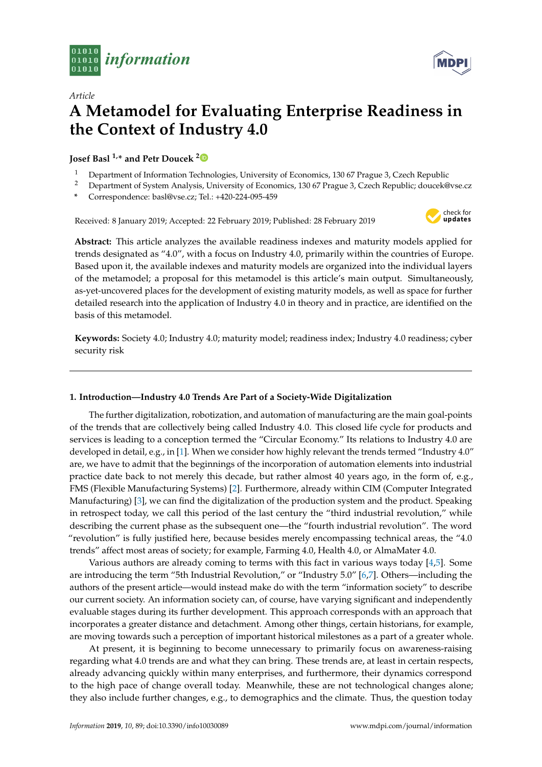*Article*

# A Metamodel for Evaluating Enterprise Readiness in the Context of Industry 4.0

**Josef Basl [1,*] and Petr Doucek [2]**

[1] Department of Information Technologies, University of Economics, 130 67 Prague 3, Czech Republic
[2] Department of System Analysis, University of Economics, 130 67 Prague 3, Czech Republic; doucek@vse.cz
\* Correspondence: basl@vse.cz; Tel.: +420-224-095-459

Received: 8 January 2019; Accepted: 22 February 2019; Published: 28 February 2019

**Abstract:** This article analyzes the available readiness indexes and maturity models applied for trends designated as "4.0", with a focus on Industry 4.0, primarily within the countries of Europe. Based upon it, the available indexes and maturity models are organized into the individual layers of the metamodel; a proposal for this metamodel is this article's main output. Simultaneously, as-yet-uncovered places for the development of existing maturity models, as well as space for further detailed research into the application of Industry 4.0 in theory and in practice, are identified on the basis of this metamodel.

**Keywords:** Society 4.0; Industry 4.0; maturity model; readiness index; Industry 4.0 readiness; cyber security risk

## 1. Introduction—Industry 4.0 Trends Are Part of a Society-Wide Digitalization

The further digitalization, robotization, and automation of manufacturing are the main goal-points of the trends that are collectively being called Industry 4.0. This closed life cycle for products and services is leading to a conception termed the "Circular Economy." Its relations to Industry 4.0 are developed in detail, e.g., in [1]. When we consider how highly relevant the trends termed "Industry 4.0" are, we have to admit that the beginnings of the incorporation of automation elements into industrial practice date back to not merely this decade, but rather almost 40 years ago, in the form of, e.g., FMS (Flexible Manufacturing Systems) [2]. Furthermore, already within CIM (Computer Integrated Manufacturing) [3], we can find the digitalization of the production system and the product. Speaking in retrospect today, we call this period of the last century the "third industrial revolution," while describing the current phase as the subsequent one—the "fourth industrial revolution". The word "revolution" is fully justified here, because besides merely encompassing technical areas, the "4.0 trends" affect most areas of society; for example, Farming 4.0, Health 4.0, or AlmaMater 4.0.

Various authors are already coming to terms with this fact in various ways today [4,5]. Some are introducing the term "5th Industrial Revolution," or "Industry 5.0" [6,7]. Others—including the authors of the present article—would instead make do with the term "information society" to describe our current society. An information society can, of course, have varying significant and independently evaluable stages during its further development. This approach corresponds with an approach that incorporates a greater distance and detachment. Among other things, certain historians, for example, are moving towards such a perception of important historical milestones as a part of a greater whole.

At present, it is beginning to become unnecessary to primarily focus on awareness-raising regarding what 4.0 trends are and what they can bring. These trends are, at least in certain respects, already advancing quickly within many enterprises, and furthermore, their dynamics correspond to the high pace of change overall today. Meanwhile, these are not technological changes alone; they also include further changes, e.g., to demographics and the climate. Thus, the question today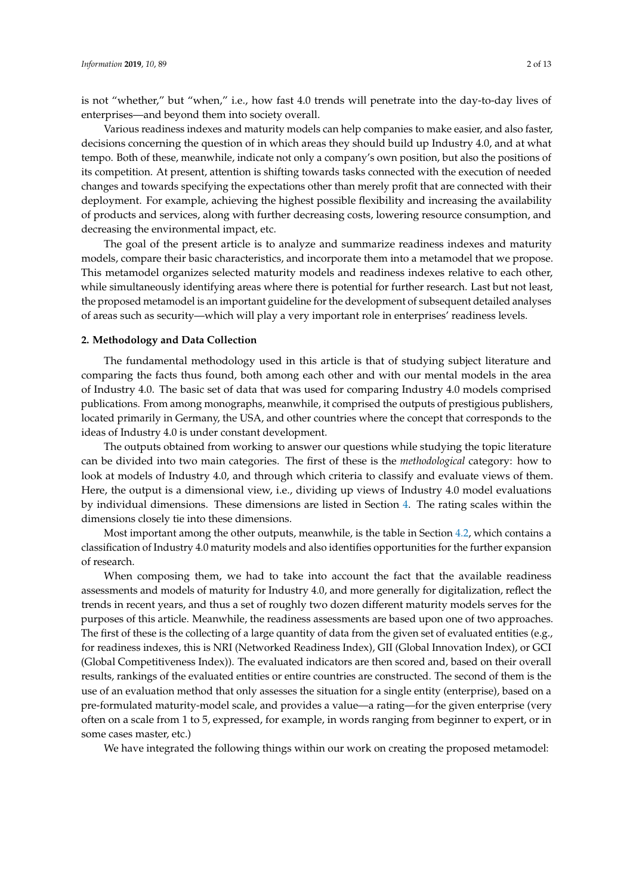is not "whether," but "when," i.e., how fast 4.0 trends will penetrate into the day-to-day lives of enterprises—and beyond them into society overall.

Various readiness indexes and maturity models can help companies to make easier, and also faster, decisions concerning the question of in which areas they should build up Industry 4.0, and at what tempo. Both of these, meanwhile, indicate not only a company's own position, but also the positions of its competition. At present, attention is shifting towards tasks connected with the execution of needed changes and towards specifying the expectations other than merely profit that are connected with their deployment. For example, achieving the highest possible flexibility and increasing the availability of products and services, along with further decreasing costs, lowering resource consumption, and decreasing the environmental impact, etc.

The goal of the present article is to analyze and summarize readiness indexes and maturity models, compare their basic characteristics, and incorporate them into a metamodel that we propose. This metamodel organizes selected maturity models and readiness indexes relative to each other, while simultaneously identifying areas where there is potential for further research. Last but not least, the proposed metamodel is an important guideline for the development of subsequent detailed analyses of areas such as security—which will play a very important role in enterprises' readiness levels.

## 2. Methodology and Data Collection

The fundamental methodology used in this article is that of studying subject literature and comparing the facts thus found, both among each other and with our mental models in the area of Industry 4.0. The basic set of data that was used for comparing Industry 4.0 models comprised publications. From among monographs, meanwhile, it comprised the outputs of prestigious publishers, located primarily in Germany, the USA, and other countries where the concept that corresponds to the ideas of Industry 4.0 is under constant development.

The outputs obtained from working to answer our questions while studying the topic literature can be divided into two main categories. The first of these is the *methodological* category: how to look at models of Industry 4.0, and through which criteria to classify and evaluate views of them. Here, the output is a dimensional view, i.e., dividing up views of Industry 4.0 model evaluations by individual dimensions. These dimensions are listed in Section 4. The rating scales within the dimensions closely tie into these dimensions.

Most important among the other outputs, meanwhile, is the table in Section 4.2, which contains a classification of Industry 4.0 maturity models and also identifies opportunities for the further expansion of research.

When composing them, we had to take into account the fact that the available readiness assessments and models of maturity for Industry 4.0, and more generally for digitalization, reflect the trends in recent years, and thus a set of roughly two dozen different maturity models serves for the purposes of this article. Meanwhile, the readiness assessments are based upon one of two approaches. The first of these is the collecting of a large quantity of data from the given set of evaluated entities (e.g., for readiness indexes, this is NRI (Networked Readiness Index), GII (Global Innovation Index), or GCI (Global Competitiveness Index)). The evaluated indicators are then scored and, based on their overall results, rankings of the evaluated entities or entire countries are constructed. The second of them is the use of an evaluation method that only assesses the situation for a single entity (enterprise), based on a pre-formulated maturity-model scale, and provides a value—a rating—for the given enterprise (very often on a scale from 1 to 5, expressed, for example, in words ranging from beginner to expert, or in some cases master, etc.)

We have integrated the following things within our work on creating the proposed metamodel: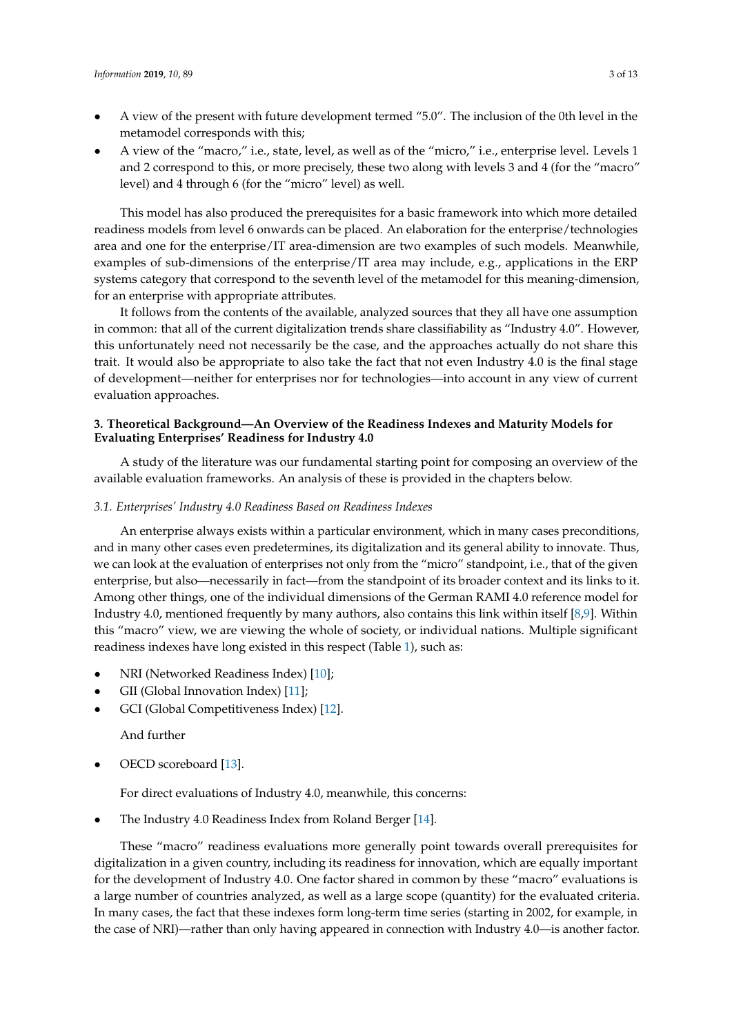- A view of the present with future development termed "5.0". The inclusion of the 0th level in the metamodel corresponds with this;
- A view of the "macro," i.e., state, level, as well as of the "micro," i.e., enterprise level. Levels 1 and 2 correspond to this, or more precisely, these two along with levels 3 and 4 (for the "macro" level) and 4 through 6 (for the "micro" level) as well.

This model has also produced the prerequisites for a basic framework into which more detailed readiness models from level 6 onwards can be placed. An elaboration for the enterprise/technologies area and one for the enterprise/IT area-dimension are two examples of such models. Meanwhile, examples of sub-dimensions of the enterprise/IT area may include, e.g., applications in the ERP systems category that correspond to the seventh level of the metamodel for this meaning-dimension, for an enterprise with appropriate attributes.

It follows from the contents of the available, analyzed sources that they all have one assumption in common: that all of the current digitalization trends share classifiability as "Industry 4.0". However, this unfortunately need not necessarily be the case, and the approaches actually do not share this trait. It would also be appropriate to also take the fact that not even Industry 4.0 is the final stage of development—neither for enterprises nor for technologies—into account in any view of current evaluation approaches.

## 3. Theoretical Background—An Overview of the Readiness Indexes and Maturity Models for Evaluating Enterprises' Readiness for Industry 4.0

A study of the literature was our fundamental starting point for composing an overview of the available evaluation frameworks. An analysis of these is provided in the chapters below.

### *3.1. Enterprises' Industry 4.0 Readiness Based on Readiness Indexes*

An enterprise always exists within a particular environment, which in many cases preconditions, and in many other cases even predetermines, its digitalization and its general ability to innovate. Thus, we can look at the evaluation of enterprises not only from the "micro" standpoint, i.e., that of the given enterprise, but also—necessarily in fact—from the standpoint of its broader context and its links to it. Among other things, one of the individual dimensions of the German RAMI 4.0 reference model for Industry 4.0, mentioned frequently by many authors, also contains this link within itself [8,9]. Within this "macro" view, we are viewing the whole of society, or individual nations. Multiple significant readiness indexes have long existed in this respect (Table 1), such as:

- NRI (Networked Readiness Index) [10];
- GII (Global Innovation Index) [11];
- GCI (Global Competitiveness Index) [12].

And further

- OECD scoreboard [13].

For direct evaluations of Industry 4.0, meanwhile, this concerns:

- The Industry 4.0 Readiness Index from Roland Berger [14].

These "macro" readiness evaluations more generally point towards overall prerequisites for digitalization in a given country, including its readiness for innovation, which are equally important for the development of Industry 4.0. One factor shared in common by these "macro" evaluations is a large number of countries analyzed, as well as a large scope (quantity) for the evaluated criteria. In many cases, the fact that these indexes form long-term time series (starting in 2002, for example, in the case of NRI)—rather than only having appeared in connection with Industry 4.0—is another factor.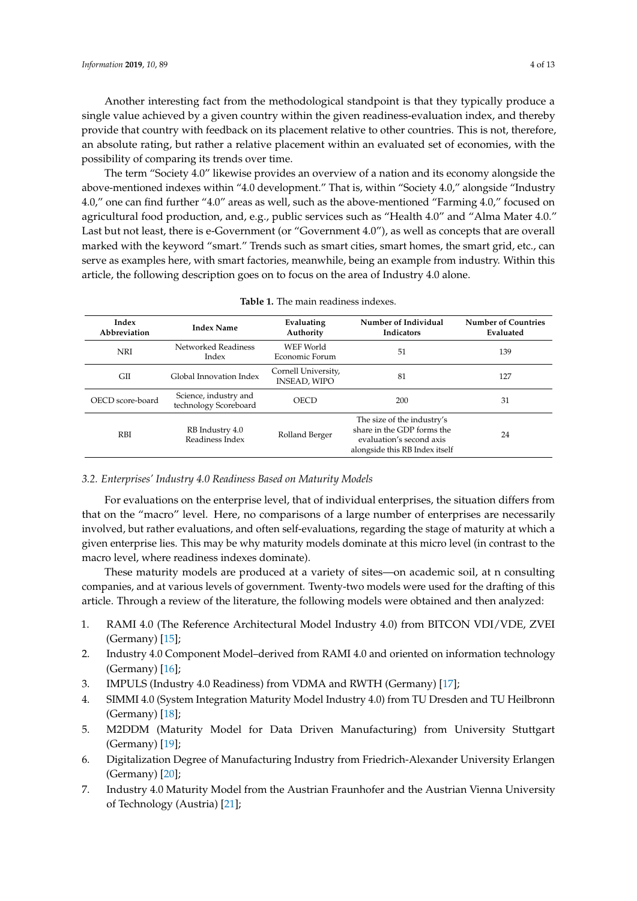Another interesting fact from the methodological standpoint is that they typically produce a single value achieved by a given country within the given readiness-evaluation index, and thereby provide that country with feedback on its placement relative to other countries. This is not, therefore, an absolute rating, but rather a relative placement within an evaluated set of economies, with the possibility of comparing its trends over time.

The term "Society 4.0" likewise provides an overview of a nation and its economy alongside the above-mentioned indexes within "4.0 development." That is, within "Society 4.0," alongside "Industry 4.0," one can find further "4.0" areas as well, such as the above-mentioned "Farming 4.0," focused on agricultural food production, and, e.g., public services such as "Health 4.0" and "Alma Mater 4.0." Last but not least, there is e-Government (or "Government 4.0"), as well as concepts that are overall marked with the keyword "smart." Trends such as smart cities, smart homes, the smart grid, etc., can serve as examples here, with smart factories, meanwhile, being an example from industry. Within this article, the following description goes on to focus on the area of Industry 4.0 alone.

**Table 1.** The main readiness indexes.

| Index Abbreviation | Index Name | Evaluating Authority | Number of Individual Indicators | Number of Countries Evaluated |
|---|---|---|---|---|
| NRI | Networked Readiness Index | WEF World Economic Forum | 51 | 139 |
| GII | Global Innovation Index | Cornell University, INSEAD, WIPO | 81 | 127 |
| OECD score-board | Science, industry and technology Scoreboard | OECD | 200 | 31 |
| RBI | RB Industry 4.0 Readiness Index | Rolland Berger | The size of the industry's share in the GDP forms the evaluation's second axis alongside this RB Index itself | 24 |

### 3.2. Enterprises' Industry 4.0 Readiness Based on Maturity Models

For evaluations on the enterprise level, that of individual enterprises, the situation differs from that on the "macro" level. Here, no comparisons of a large number of enterprises are necessarily involved, but rather evaluations, and often self-evaluations, regarding the stage of maturity at which a given enterprise lies. This may be why maturity models dominate at this micro level (in contrast to the macro level, where readiness indexes dominate).

These maturity models are produced at a variety of sites—on academic soil, at n consulting companies, and at various levels of government. Twenty-two models were used for the drafting of this article. Through a review of the literature, the following models were obtained and then analyzed:

1. RAMI 4.0 (The Reference Architectural Model Industry 4.0) from BITCON VDI/VDE, ZVEI (Germany) [15];
2. Industry 4.0 Component Model–derived from RAMI 4.0 and oriented on information technology (Germany) [16];
3. IMPULS (Industry 4.0 Readiness) from VDMA and RWTH (Germany) [17];
4. SIMMI 4.0 (System Integration Maturity Model Industry 4.0) from TU Dresden and TU Heilbronn (Germany) [18];
5. M2DDM (Maturity Model for Data Driven Manufacturing) from University Stuttgart (Germany) [19];
6. Digitalization Degree of Manufacturing Industry from Friedrich-Alexander University Erlangen (Germany) [20];
7. Industry 4.0 Maturity Model from the Austrian Fraunhofer and the Austrian Vienna University of Technology (Austria) [21];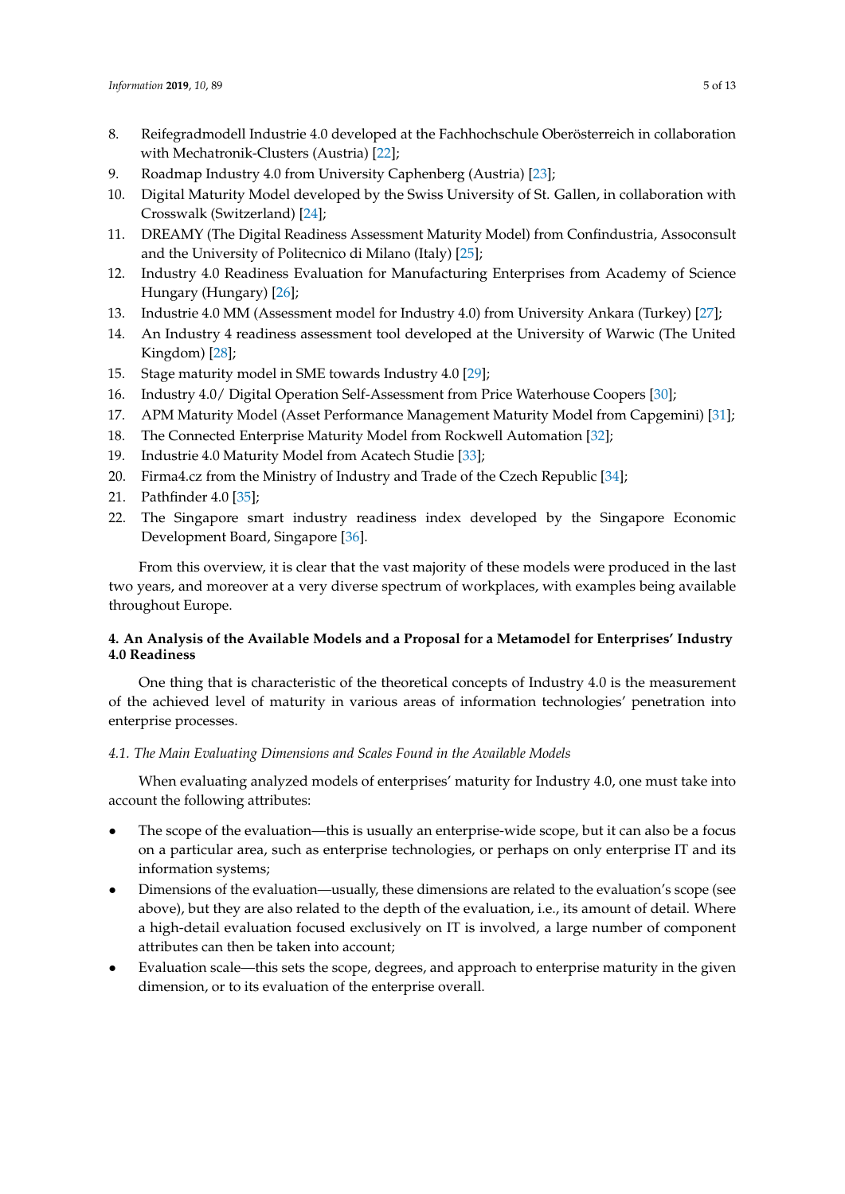8. Reifegradmodell Industrie 4.0 developed at the Fachhochschule Oberösterreich in collaboration with Mechatronik-Clusters (Austria) [22];
9. Roadmap Industry 4.0 from University Caphenberg (Austria) [23];
10. Digital Maturity Model developed by the Swiss University of St. Gallen, in collaboration with Crosswalk (Switzerland) [24];
11. DREAMY (The Digital Readiness Assessment Maturity Model) from Confindustria, Assoconsult and the University of Politecnico di Milano (Italy) [25];
12. Industry 4.0 Readiness Evaluation for Manufacturing Enterprises from Academy of Science Hungary (Hungary) [26];
13. Industrie 4.0 MM (Assessment model for Industry 4.0) from University Ankara (Turkey) [27];
14. An Industry 4 readiness assessment tool developed at the University of Warwic (The United Kingdom) [28];
15. Stage maturity model in SME towards Industry 4.0 [29];
16. Industry 4.0/ Digital Operation Self-Assessment from Price Waterhouse Coopers [30];
17. APM Maturity Model (Asset Performance Management Maturity Model from Capgemini) [31];
18. The Connected Enterprise Maturity Model from Rockwell Automation [32];
19. Industrie 4.0 Maturity Model from Acatech Studie [33];
20. Firma4.cz from the Ministry of Industry and Trade of the Czech Republic [34];
21. Pathfinder 4.0 [35];
22. The Singapore smart industry readiness index developed by the Singapore Economic Development Board, Singapore [36].

From this overview, it is clear that the vast majority of these models were produced in the last two years, and moreover at a very diverse spectrum of workplaces, with examples being available throughout Europe.

## 4. An Analysis of the Available Models and a Proposal for a Metamodel for Enterprises' Industry 4.0 Readiness

One thing that is characteristic of the theoretical concepts of Industry 4.0 is the measurement of the achieved level of maturity in various areas of information technologies' penetration into enterprise processes.

### *4.1. The Main Evaluating Dimensions and Scales Found in the Available Models*

When evaluating analyzed models of enterprises' maturity for Industry 4.0, one must take into account the following attributes:

- The scope of the evaluation—this is usually an enterprise-wide scope, but it can also be a focus on a particular area, such as enterprise technologies, or perhaps on only enterprise IT and its information systems;
- Dimensions of the evaluation—usually, these dimensions are related to the evaluation's scope (see above), but they are also related to the depth of the evaluation, i.e., its amount of detail. Where a high-detail evaluation focused exclusively on IT is involved, a large number of component attributes can then be taken into account;
- Evaluation scale—this sets the scope, degrees, and approach to enterprise maturity in the given dimension, or to its evaluation of the enterprise overall.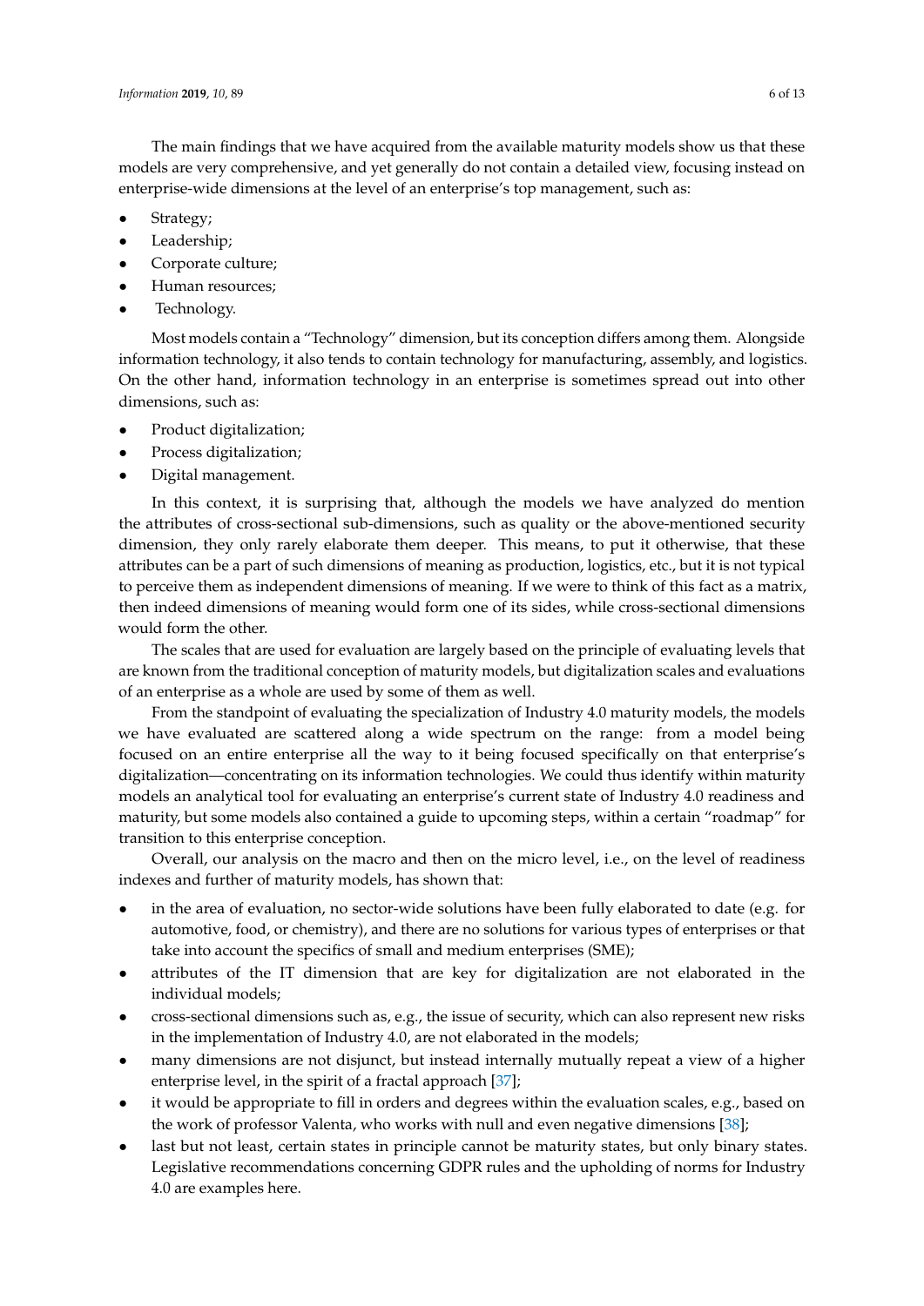The main findings that we have acquired from the available maturity models show us that these models are very comprehensive, and yet generally do not contain a detailed view, focusing instead on enterprise-wide dimensions at the level of an enterprise's top management, such as:

- Strategy;
- Leadership;
- Corporate culture;
- Human resources;
- Technology.

Most models contain a "Technology" dimension, but its conception differs among them. Alongside information technology, it also tends to contain technology for manufacturing, assembly, and logistics. On the other hand, information technology in an enterprise is sometimes spread out into other dimensions, such as:

- Product digitalization;
- Process digitalization;
- Digital management.

In this context, it is surprising that, although the models we have analyzed do mention the attributes of cross-sectional sub-dimensions, such as quality or the above-mentioned security dimension, they only rarely elaborate them deeper. This means, to put it otherwise, that these attributes can be a part of such dimensions of meaning as production, logistics, etc., but it is not typical to perceive them as independent dimensions of meaning. If we were to think of this fact as a matrix, then indeed dimensions of meaning would form one of its sides, while cross-sectional dimensions would form the other.

The scales that are used for evaluation are largely based on the principle of evaluating levels that are known from the traditional conception of maturity models, but digitalization scales and evaluations of an enterprise as a whole are used by some of them as well.

From the standpoint of evaluating the specialization of Industry 4.0 maturity models, the models we have evaluated are scattered along a wide spectrum on the range: from a model being focused on an entire enterprise all the way to it being focused specifically on that enterprise's digitalization—concentrating on its information technologies. We could thus identify within maturity models an analytical tool for evaluating an enterprise's current state of Industry 4.0 readiness and maturity, but some models also contained a guide to upcoming steps, within a certain "roadmap" for transition to this enterprise conception.

Overall, our analysis on the macro and then on the micro level, i.e., on the level of readiness indexes and further of maturity models, has shown that:

- in the area of evaluation, no sector-wide solutions have been fully elaborated to date (e.g. for automotive, food, or chemistry), and there are no solutions for various types of enterprises or that take into account the specifics of small and medium enterprises (SME);
- attributes of the IT dimension that are key for digitalization are not elaborated in the individual models;
- cross-sectional dimensions such as, e.g., the issue of security, which can also represent new risks in the implementation of Industry 4.0, are not elaborated in the models;
- many dimensions are not disjunct, but instead internally mutually repeat a view of a higher enterprise level, in the spirit of a fractal approach [37];
- it would be appropriate to fill in orders and degrees within the evaluation scales, e.g., based on the work of professor Valenta, who works with null and even negative dimensions [38];
- last but not least, certain states in principle cannot be maturity states, but only binary states. Legislative recommendations concerning GDPR rules and the upholding of norms for Industry 4.0 are examples here.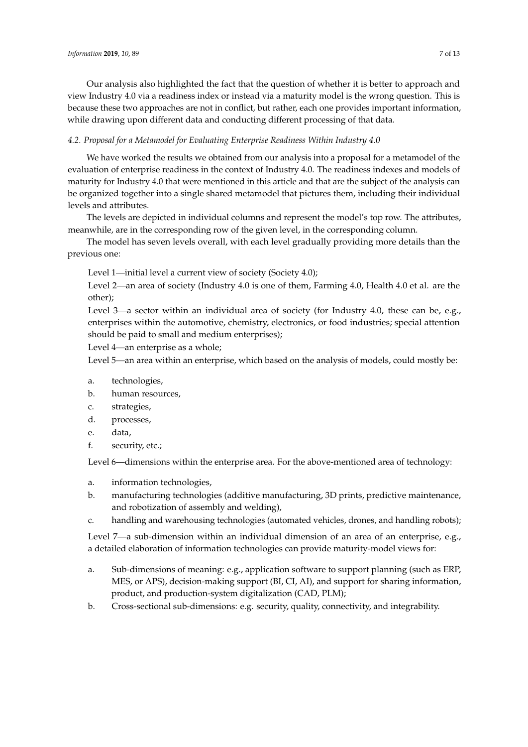Our analysis also highlighted the fact that the question of whether it is better to approach and view Industry 4.0 via a readiness index or instead via a maturity model is the wrong question. This is because these two approaches are not in conflict, but rather, each one provides important information, while drawing upon different data and conducting different processing of that data.

### *4.2. Proposal for a Metamodel for Evaluating Enterprise Readiness Within Industry 4.0*

We have worked the results we obtained from our analysis into a proposal for a metamodel of the evaluation of enterprise readiness in the context of Industry 4.0. The readiness indexes and models of maturity for Industry 4.0 that were mentioned in this article and that are the subject of the analysis can be organized together into a single shared metamodel that pictures them, including their individual levels and attributes.

The levels are depicted in individual columns and represent the model's top row. The attributes, meanwhile, are in the corresponding row of the given level, in the corresponding column.

The model has seven levels overall, with each level gradually providing more details than the previous one:

Level 1—initial level a current view of society (Society 4.0);

Level 2—an area of society (Industry 4.0 is one of them, Farming 4.0, Health 4.0 et al. are the other);

Level 3—a sector within an individual area of society (for Industry 4.0, these can be, e.g., enterprises within the automotive, chemistry, electronics, or food industries; special attention should be paid to small and medium enterprises);

Level 4—an enterprise as a whole;

Level 5—an area within an enterprise, which based on the analysis of models, could mostly be:

a. technologies,
b. human resources,
c. strategies,
d. processes,
e. data,
f. security, etc.;

Level 6—dimensions within the enterprise area. For the above-mentioned area of technology:

a. information technologies,
b. manufacturing technologies (additive manufacturing, 3D prints, predictive maintenance, and robotization of assembly and welding),
c. handling and warehousing technologies (automated vehicles, drones, and handling robots);

Level 7—a sub-dimension within an individual dimension of an area of an enterprise, e.g., a detailed elaboration of information technologies can provide maturity-model views for:

a. Sub-dimensions of meaning: e.g., application software to support planning (such as ERP, MES, or APS), decision-making support (BI, CI, AI), and support for sharing information, product, and production-system digitalization (CAD, PLM);
b. Cross-sectional sub-dimensions: e.g. security, quality, connectivity, and integrability.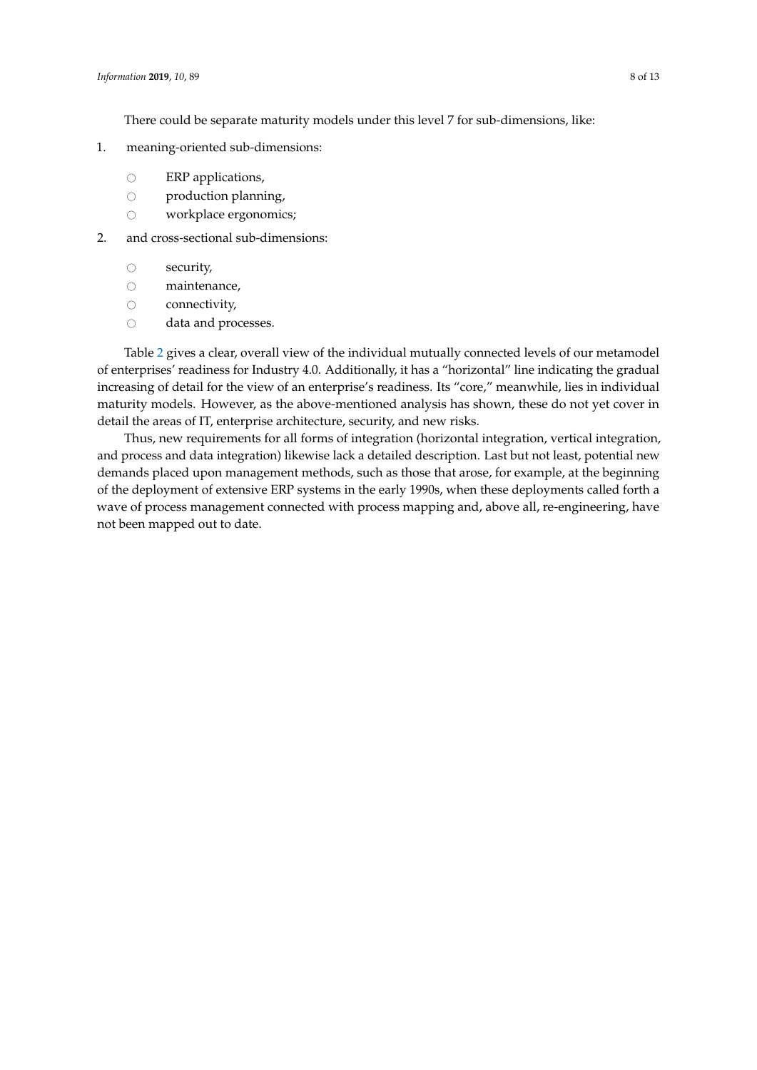There could be separate maturity models under this level 7 for sub-dimensions, like:

1. meaning-oriented sub-dimensions:
    - ERP applications,
    - production planning,
    - workplace ergonomics;
2. and cross-sectional sub-dimensions:
    - security,
    - maintenance,
    - connectivity,
    - data and processes.

Table 2 gives a clear, overall view of the individual mutually connected levels of our metamodel of enterprises' readiness for Industry 4.0. Additionally, it has a "horizontal" line indicating the gradual increasing of detail for the view of an enterprise's readiness. Its "core," meanwhile, lies in individual maturity models. However, as the above-mentioned analysis has shown, these do not yet cover in detail the areas of IT, enterprise architecture, security, and new risks.

Thus, new requirements for all forms of integration (horizontal integration, vertical integration, and process and data integration) likewise lack a detailed description. Last but not least, potential new demands placed upon management methods, such as those that arose, for example, at the beginning of the deployment of extensive ERP systems in the early 1990s, when these deployments called forth a wave of process management connected with process mapping and, above all, re-engineering, have not been mapped out to date.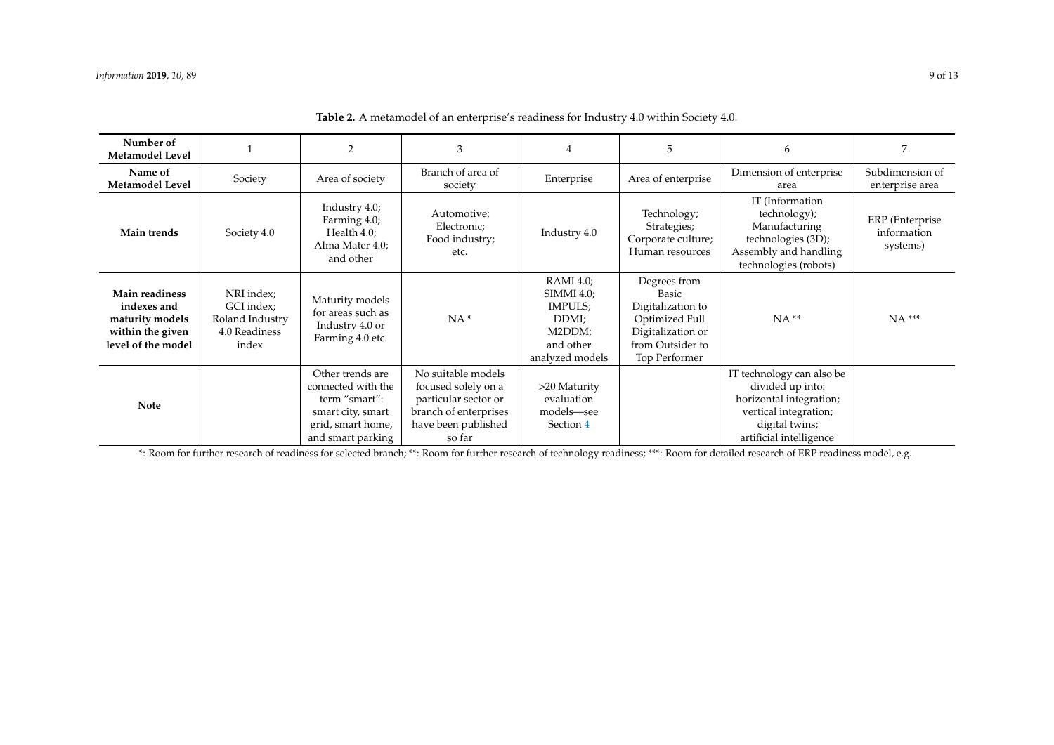**Table 2.** A metamodel of an enterprise's readiness for Industry 4.0 within Society 4.0.

| **Number of Metamodel Level** | 1 | 2 | 3 | 4 | 5 | 6 | 7 |
|---|---|---|---|---|---|---|---|
| **Name of Metamodel Level** | Society | Area of society | Branch of area of society | Enterprise | Area of enterprise | Dimension of enterprise area | Subdimension of enterprise area |
| **Main trends** | Society 4.0 | Industry 4.0; Farming 4.0; Health 4.0; Alma Mater 4.0; and other | Automotive; Electronic; Food industry; etc. | Industry 4.0 | Technology; Strategies; Corporate culture; Human resources | IT (Information technology); Manufacturing technologies (3D); Assembly and handling technologies (robots) | ERP (Enterprise information systems) |
| **Main readiness indexes and maturity models within the given level of the model** | NRI index; GCI index; Roland Industry 4.0 Readiness index | Maturity models for areas such as Industry 4.0 or Farming 4.0 etc. | NA * | RAMI 4.0; SIMMI 4.0; IMPULS; DDMI; M2DDM; and other analyzed models | Degrees from Basic Digitalization to Optimized Full Digitalization or from Outsider to Top Performer | NA ** | NA *** |
| **Note** | | Other trends are connected with the term "smart": smart city, smart grid, smart home, and smart parking | No suitable models focused solely on a particular sector or branch of enterprises have been published so far | >20 Maturity evaluation models—see Section 4 | | IT technology can also be divided up into: horizontal integration; vertical integration; digital twins; artificial intelligence | |

*: Room for further research of readiness for selected branch; **: Room for further research of technology readiness; ***: Room for detailed research of ERP readiness model, e.g.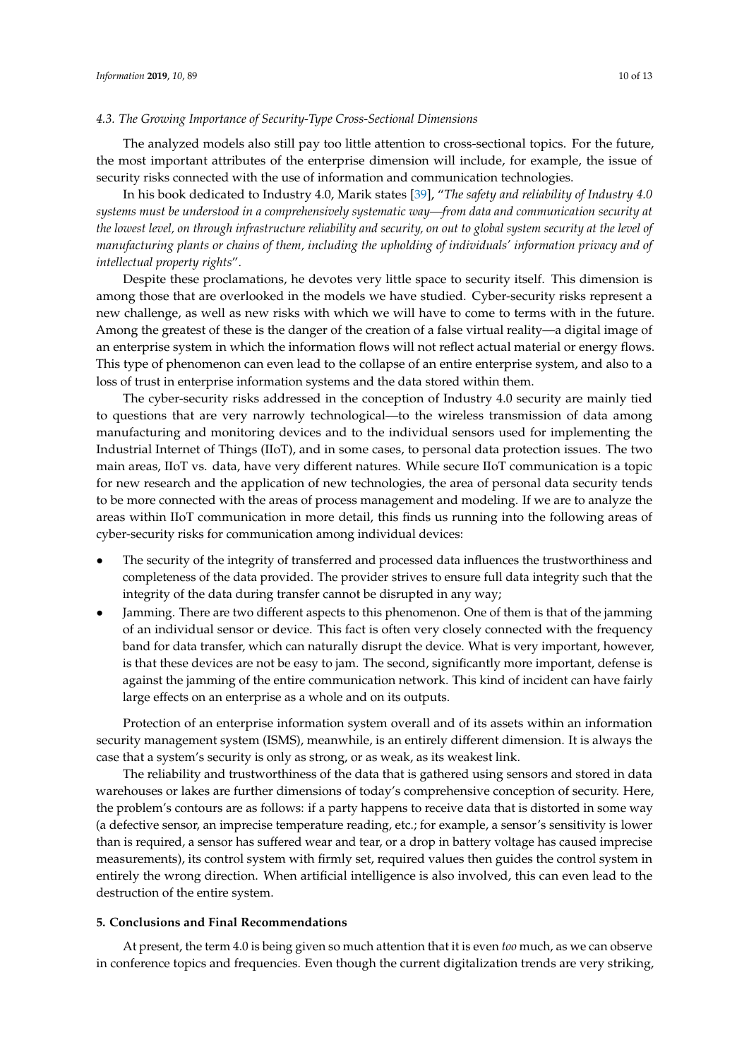### 4.3. The Growing Importance of Security-Type Cross-Sectional Dimensions

The analyzed models also still pay too little attention to cross-sectional topics. For the future, the most important attributes of the enterprise dimension will include, for example, the issue of security risks connected with the use of information and communication technologies.

In his book dedicated to Industry 4.0, Marik states [39], "*The safety and reliability of Industry 4.0 systems must be understood in a comprehensively systematic way—from data and communication security at the lowest level, on through infrastructure reliability and security, on out to global system security at the level of manufacturing plants or chains of them, including the upholding of individuals' information privacy and of intellectual property rights*".

Despite these proclamations, he devotes very little space to security itself. This dimension is among those that are overlooked in the models we have studied. Cyber-security risks represent a new challenge, as well as new risks with which we will have to come to terms with in the future. Among the greatest of these is the danger of the creation of a false virtual reality—a digital image of an enterprise system in which the information flows will not reflect actual material or energy flows. This type of phenomenon can even lead to the collapse of an entire enterprise system, and also to a loss of trust in enterprise information systems and the data stored within them.

The cyber-security risks addressed in the conception of Industry 4.0 security are mainly tied to questions that are very narrowly technological—to the wireless transmission of data among manufacturing and monitoring devices and to the individual sensors used for implementing the Industrial Internet of Things (IIoT), and in some cases, to personal data protection issues. The two main areas, IIoT vs. data, have very different natures. While secure IIoT communication is a topic for new research and the application of new technologies, the area of personal data security tends to be more connected with the areas of process management and modeling. If we are to analyze the areas within IIoT communication in more detail, this finds us running into the following areas of cyber-security risks for communication among individual devices:

- The security of the integrity of transferred and processed data influences the trustworthiness and completeness of the data provided. The provider strives to ensure full data integrity such that the integrity of the data during transfer cannot be disrupted in any way;
- Jamming. There are two different aspects to this phenomenon. One of them is that of the jamming of an individual sensor or device. This fact is often very closely connected with the frequency band for data transfer, which can naturally disrupt the device. What is very important, however, is that these devices are not be easy to jam. The second, significantly more important, defense is against the jamming of the entire communication network. This kind of incident can have fairly large effects on an enterprise as a whole and on its outputs.

Protection of an enterprise information system overall and of its assets within an information security management system (ISMS), meanwhile, is an entirely different dimension. It is always the case that a system's security is only as strong, or as weak, as its weakest link.

The reliability and trustworthiness of the data that is gathered using sensors and stored in data warehouses or lakes are further dimensions of today's comprehensive conception of security. Here, the problem's contours are as follows: if a party happens to receive data that is distorted in some way (a defective sensor, an imprecise temperature reading, etc.; for example, a sensor's sensitivity is lower than is required, a sensor has suffered wear and tear, or a drop in battery voltage has caused imprecise measurements), its control system with firmly set, required values then guides the control system in entirely the wrong direction. When artificial intelligence is also involved, this can even lead to the destruction of the entire system.

## 5. Conclusions and Final Recommendations

At present, the term 4.0 is being given so much attention that it is even *too* much, as we can observe in conference topics and frequencies. Even though the current digitalization trends are very striking,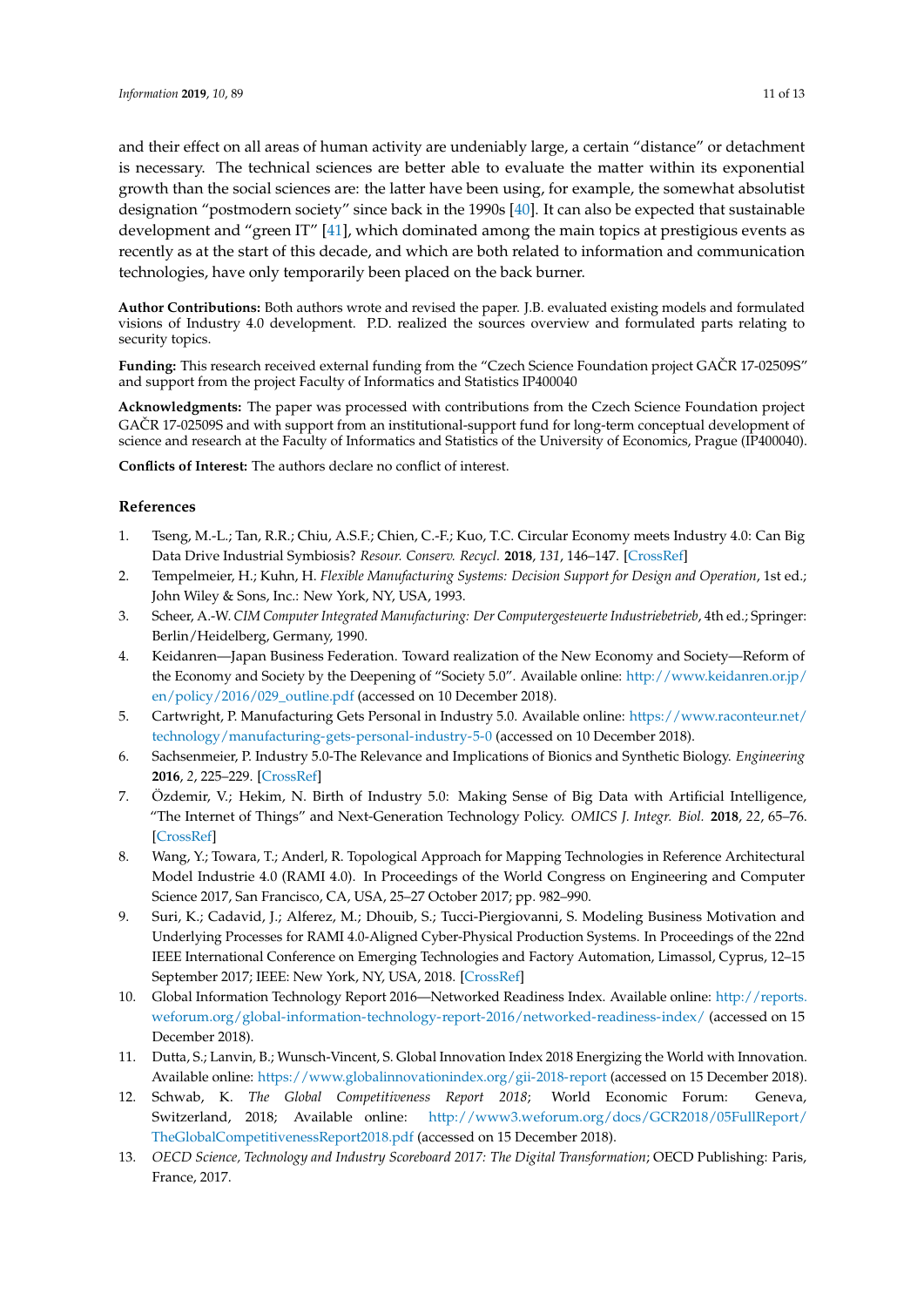and their effect on all areas of human activity are undeniably large, a certain "distance" or detachment is necessary. The technical sciences are better able to evaluate the matter within its exponential growth than the social sciences are: the latter have been using, for example, the somewhat absolutist designation "postmodern society" since back in the 1990s [40]. It can also be expected that sustainable development and "green IT" [41], which dominated among the main topics at prestigious events as recently as at the start of this decade, and which are both related to information and communication technologies, have only temporarily been placed on the back burner.

**Author Contributions:** Both authors wrote and revised the paper. J.B. evaluated existing models and formulated visions of Industry 4.0 development. P.D. realized the sources overview and formulated parts relating to security topics.

**Funding:** This research received external funding from the "Czech Science Foundation project GAČR 17-02509S" and support from the project Faculty of Informatics and Statistics IP400040

**Acknowledgments:** The paper was processed with contributions from the Czech Science Foundation project GAČR 17-02509S and with support from an institutional-support fund for long-term conceptual development of science and research at the Faculty of Informatics and Statistics of the University of Economics, Prague (IP400040).

**Conflicts of Interest:** The authors declare no conflict of interest.

## References

1. Tseng, M.-L.; Tan, R.R.; Chiu, A.S.F.; Chien, C.-F.; Kuo, T.C. Circular Economy meets Industry 4.0: Can Big Data Drive Industrial Symbiosis? *Resour. Conserv. Recycl.* **2018**, *131*, 146–147. [CrossRef]
2. Tempelmeier, H.; Kuhn, H. *Flexible Manufacturing Systems: Decision Support for Design and Operation*, 1st ed.; John Wiley & Sons, Inc.: New York, NY, USA, 1993.
3. Scheer, A.-W. *CIM Computer Integrated Manufacturing: Der Computergesteuerte Industriebetrieb*, 4th ed.; Springer: Berlin/Heidelberg, Germany, 1990.
4. Keidanren—Japan Business Federation. Toward realization of the New Economy and Society—Reform of the Economy and Society by the Deepening of "Society 5.0". Available online: http://www.keidanren.or.jp/en/policy/2016/029_outline.pdf (accessed on 10 December 2018).
5. Cartwright, P. Manufacturing Gets Personal in Industry 5.0. Available online: https://www.raconteur.net/technology/manufacturing-gets-personal-industry-5-0 (accessed on 10 December 2018).
6. Sachsenmeier, P. Industry 5.0-The Relevance and Implications of Bionics and Synthetic Biology. *Engineering* **2016**, *2*, 225–229. [CrossRef]
7. Özdemir, V.; Hekim, N. Birth of Industry 5.0: Making Sense of Big Data with Artificial Intelligence, "The Internet of Things" and Next-Generation Technology Policy. *OMICS J. Integr. Biol.* **2018**, *22*, 65–76. [CrossRef]
8. Wang, Y.; Towara, T.; Anderl, R. Topological Approach for Mapping Technologies in Reference Architectural Model Industrie 4.0 (RAMI 4.0). In Proceedings of the World Congress on Engineering and Computer Science 2017, San Francisco, CA, USA, 25–27 October 2017; pp. 982–990.
9. Suri, K.; Cadavid, J.; Alferez, M.; Dhouib, S.; Tucci-Piergiovanni, S. Modeling Business Motivation and Underlying Processes for RAMI 4.0-Aligned Cyber-Physical Production Systems. In Proceedings of the 22nd IEEE International Conference on Emerging Technologies and Factory Automation, Limassol, Cyprus, 12–15 September 2017; IEEE: New York, NY, USA, 2018. [CrossRef]
10. Global Information Technology Report 2016—Networked Readiness Index. Available online: http://reports.weforum.org/global-information-technology-report-2016/networked-readiness-index/ (accessed on 15 December 2018).
11. Dutta, S.; Lanvin, B.; Wunsch-Vincent, S. Global Innovation Index 2018 Energizing the World with Innovation. Available online: https://www.globalinnovationindex.org/gii-2018-report (accessed on 15 December 2018).
12. Schwab, K. *The Global Competitiveness Report 2018*; World Economic Forum: Geneva, Switzerland, 2018; Available online: http://www3.weforum.org/docs/GCR2018/05FullReport/TheGlobalCompetitivenessReport2018.pdf (accessed on 15 December 2018).
13. *OECD Science, Technology and Industry Scoreboard 2017: The Digital Transformation*; OECD Publishing: Paris, France, 2017.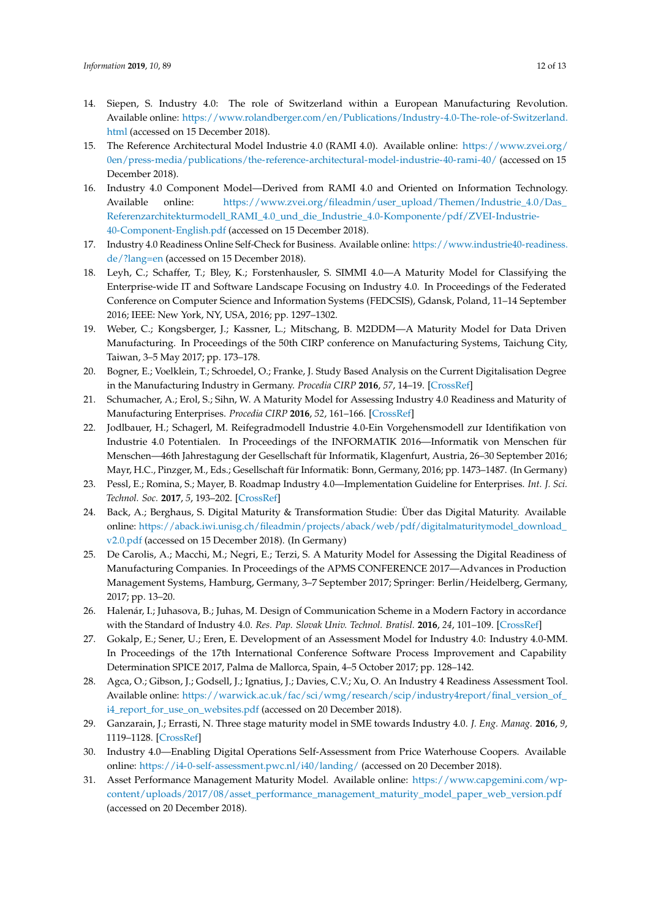14. Siepen, S. Industry 4.0: The role of Switzerland within a European Manufacturing Revolution. Available online: https://www.rolandberger.com/en/Publications/Industry-4.0-The-role-of-Switzerland.html (accessed on 15 December 2018).
15. The Reference Architectural Model Industrie 4.0 (RAMI 4.0). Available online: https://www.zvei.org/0en/press-media/publications/the-reference-architectural-model-industrie-40-rami-40/ (accessed on 15 December 2018).
16. Industry 4.0 Component Model—Derived from RAMI 4.0 and Oriented on Information Technology. Available online: https://www.zvei.org/fileadmin/user_upload/Themen/Industrie_4.0/Das_Referenzarchitekturmodell_RAMI_4.0_und_die_Industrie_4.0-Komponente/pdf/ZVEI-Industrie-40-Component-English.pdf (accessed on 15 December 2018).
17. Industry 4.0 Readiness Online Self-Check for Business. Available online: https://www.industrie40-readiness.de/?lang=en (accessed on 15 December 2018).
18. Leyh, C.; Schaffer, T.; Bley, K.; Forstenhausler, S. SIMMI 4.0—A Maturity Model for Classifying the Enterprise-wide IT and Software Landscape Focusing on Industry 4.0. In Proceedings of the Federated Conference on Computer Science and Information Systems (FEDCSIS), Gdansk, Poland, 11–14 September 2016; IEEE: New York, NY, USA, 2016; pp. 1297–1302.
19. Weber, C.; Kongsberger, J.; Kassner, L.; Mitschang, B. M2DDM—A Maturity Model for Data Driven Manufacturing. In Proceedings of the 50th CIRP conference on Manufacturing Systems, Taichung City, Taiwan, 3–5 May 2017; pp. 173–178.
20. Bogner, E.; Voelklein, T.; Schroedel, O.; Franke, J. Study Based Analysis on the Current Digitalisation Degree in the Manufacturing Industry in Germany. *Procedia CIRP* **2016**, *57*, 14–19. [CrossRef]
21. Schumacher, A.; Erol, S.; Sihn, W. A Maturity Model for Assessing Industry 4.0 Readiness and Maturity of Manufacturing Enterprises. *Procedia CIRP* **2016**, *52*, 161–166. [CrossRef]
22. Jodlbauer, H.; Schagerl, M. Reifegradmodell Industrie 4.0-Ein Vorgehensmodell zur Identifikation von Industrie 4.0 Potentialen. In Proceedings of the INFORMATIK 2016—Informatik von Menschen für Menschen—46th Jahrestagung der Gesellschaft für Informatik, Klagenfurt, Austria, 26–30 September 2016; Mayr, H.C., Pinzger, M., Eds.; Gesellschaft für Informatik: Bonn, Germany, 2016; pp. 1473–1487. (In Germany)
23. Pessl, E.; Romina, S.; Mayer, B. Roadmap Industry 4.0—Implementation Guideline for Enterprises. *Int. J. Sci. Technol. Soc.* **2017**, *5*, 193–202. [CrossRef]
24. Back, A.; Berghaus, S. Digital Maturity & Transformation Studie: Über das Digital Maturity. Available online: https://aback.iwi.unisg.ch/fileadmin/projects/aback/web/pdf/digitalmaturitymodel_download_v2.0.pdf (accessed on 15 December 2018). (In Germany)
25. De Carolis, A.; Macchi, M.; Negri, E.; Terzi, S. A Maturity Model for Assessing the Digital Readiness of Manufacturing Companies. In Proceedings of the APMS CONFERENCE 2017—Advances in Production Management Systems, Hamburg, Germany, 3–7 September 2017; Springer: Berlin/Heidelberg, Germany, 2017; pp. 13–20.
26. Halenár, I.; Juhasova, B.; Juhas, M. Design of Communication Scheme in a Modern Factory in accordance with the Standard of Industry 4.0. *Res. Pap. Slovak Univ. Technol. Bratisl.* **2016**, *24*, 101–109. [CrossRef]
27. Gokalp, E.; Sener, U.; Eren, E. Development of an Assessment Model for Industry 4.0: Industry 4.0-MM. In Proceedings of the 17th International Conference Software Process Improvement and Capability Determination SPICE 2017, Palma de Mallorca, Spain, 4–5 October 2017; pp. 128–142.
28. Agca, O.; Gibson, J.; Godsell, J.; Ignatius, J.; Davies, C.V.; Xu, O. An Industry 4 Readiness Assessment Tool. Available online: https://warwick.ac.uk/fac/sci/wmg/research/scip/industry4report/final_version_of_i4_report_for_use_on_websites.pdf (accessed on 20 December 2018).
29. Ganzarain, J.; Errasti, N. Three stage maturity model in SME towards Industry 4.0. *J. Eng. Manag.* **2016**, *9*, 1119–1128. [CrossRef]
30. Industry 4.0—Enabling Digital Operations Self-Assessment from Price Waterhouse Coopers. Available online: https://i4-0-self-assessment.pwc.nl/i40/landing/ (accessed on 20 December 2018).
31. Asset Performance Management Maturity Model. Available online: https://www.capgemini.com/wp-content/uploads/2017/08/asset_performance_management_maturity_model_paper_web_version.pdf (accessed on 20 December 2018).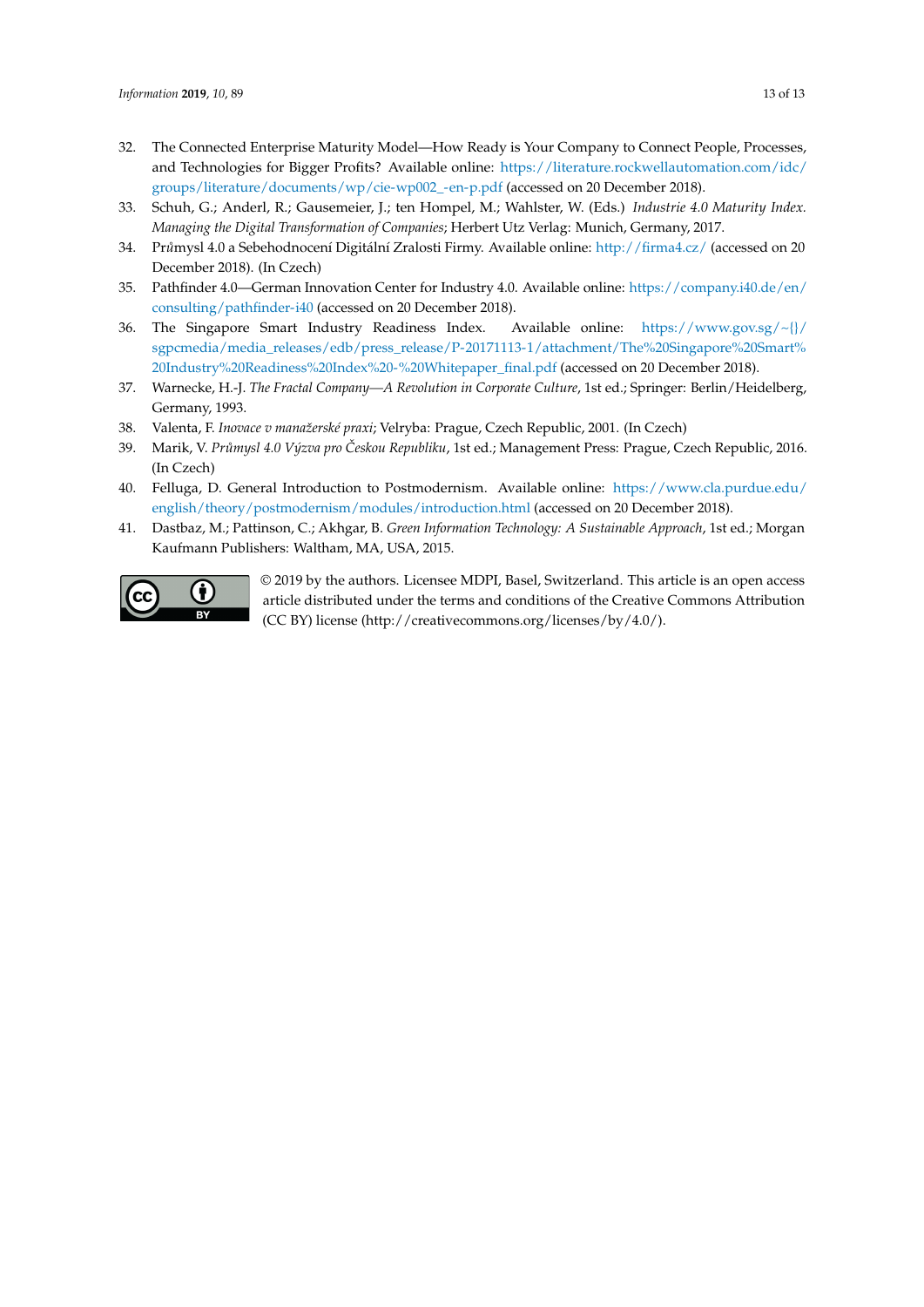32. The Connected Enterprise Maturity Model—How Ready is Your Company to Connect People, Processes, and Technologies for Bigger Profits? Available online: https://literature.rockwellautomation.com/idc/groups/literature/documents/wp/cie-wp002_-en-p.pdf (accessed on 20 December 2018).
33. Schuh, G.; Anderl, R.; Gausemeier, J.; ten Hompel, M.; Wahlster, W. (Eds.) *Industrie 4.0 Maturity Index. Managing the Digital Transformation of Companies*; Herbert Utz Verlag: Munich, Germany, 2017.
34. Průmysl 4.0 a Sebehodnocení Digitální Zralosti Firmy. Available online: http://firma4.cz/ (accessed on 20 December 2018). (In Czech)
35. Pathfinder 4.0—German Innovation Center for Industry 4.0. Available online: https://company.i40.de/en/consulting/pathfinder-i40 (accessed on 20 December 2018).
36. The Singapore Smart Industry Readiness Index. Available online: https://www.gov.sg/~{}/sgpcmedia/media_releases/edb/press_release/P-20171113-1/attachment/The%20Singapore%20Smart%20Industry%20Readiness%20Index%20-%20Whitepaper_final.pdf (accessed on 20 December 2018).
37. Warnecke, H.-J. *The Fractal Company—A Revolution in Corporate Culture*, 1st ed.; Springer: Berlin/Heidelberg, Germany, 1993.
38. Valenta, F. *Inovace v manažerské praxi*; Velryba: Prague, Czech Republic, 2001. (In Czech)
39. Marik, V. *Průmysl 4.0 Výzva pro Českou Republiku*, 1st ed.; Management Press: Prague, Czech Republic, 2016. (In Czech)
40. Felluga, D. General Introduction to Postmodernism. Available online: https://www.cla.purdue.edu/english/theory/postmodernism/modules/introduction.html (accessed on 20 December 2018).
41. Dastbaz, M.; Pattinson, C.; Akhgar, B. *Green Information Technology: A Sustainable Approach*, 1st ed.; Morgan Kaufmann Publishers: Waltham, MA, USA, 2015.

© 2019 by the authors. Licensee MDPI, Basel, Switzerland. This article is an open access article distributed under the terms and conditions of the Creative Commons Attribution (CC BY) license (http://creativecommons.org/licenses/by/4.0/).